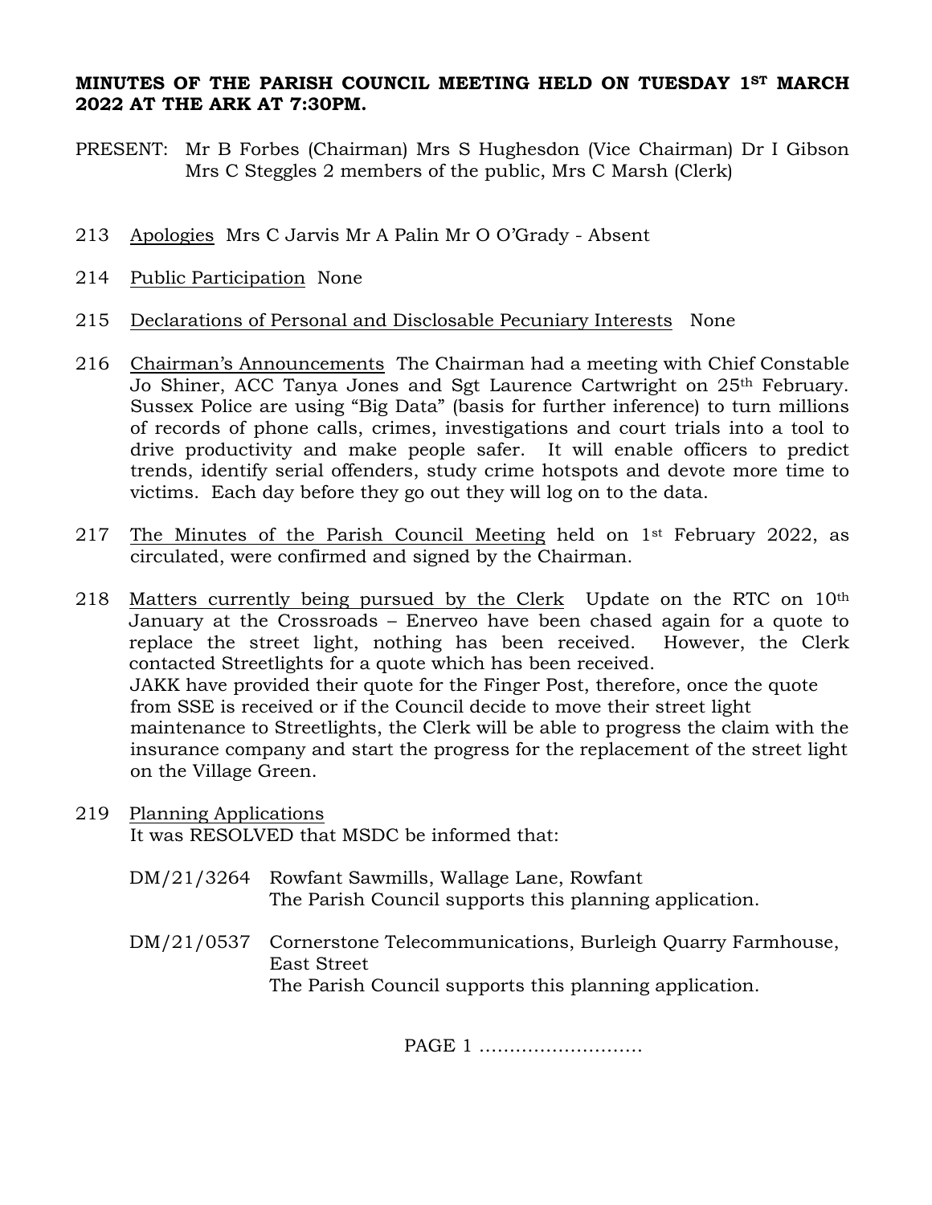**MINUTES OF THE PARISH COUNCIL MEETING HELD ON TUESDAY 1ST MARCH 2022 AT THE ARK AT 7:30PM.**

PRESENT: Mr B Forbes (Chairman) Mrs S Hughesdon (Vice Chairman) Dr I Gibson Mrs C Steggles 2 members of the public, Mrs C Marsh (Clerk)

213 Apologies Mrs C Jarvis Mr A Palin Mr O O'Grady - Absent

214 Public Participation None

215 Declarations of Personal and Disclosable Pecuniary Interests None

216 Chairman's Announcements The Chairman had a meeting with Chief Constable Jo Shiner, ACC Tanya Jones and Sgt Laurence Cartwright on 25th February. Sussex Police are using "Big Data" (basis for further inference) to turn millions of records of phone calls, crimes, investigations and court trials into a tool to drive productivity and make people safer. It will enable officers to predict trends, identify serial offenders, study crime hotspots and devote more time to victims. Each day before they go out they will log on to the data.

217 The Minutes of the Parish Council Meeting held on 1st February 2022, as circulated, were confirmed and signed by the Chairman.

218 Matters currently being pursued by the Clerk Update on the RTC on 10th January at the Crossroads – Enerveo have been chased again for a quote to replace the street light, nothing has been received. However, the Clerk contacted Streetlights for a quote which has been received.
JAKK have provided their quote for the Finger Post, therefore, once the quote from SSE is received or if the Council decide to move their street light maintenance to Streetlights, the Clerk will be able to progress the claim with the insurance company and start the progress for the replacement of the street light on the Village Green.

219 Planning Applications
It was RESOLVED that MSDC be informed that:

DM/21/3264 Rowfant Sawmills, Wallage Lane, Rowfant
The Parish Council supports this planning application.

DM/21/0537 Cornerstone Telecommunications, Burleigh Quarry Farmhouse, East Street
The Parish Council supports this planning application.

PAGE 1 ……………………..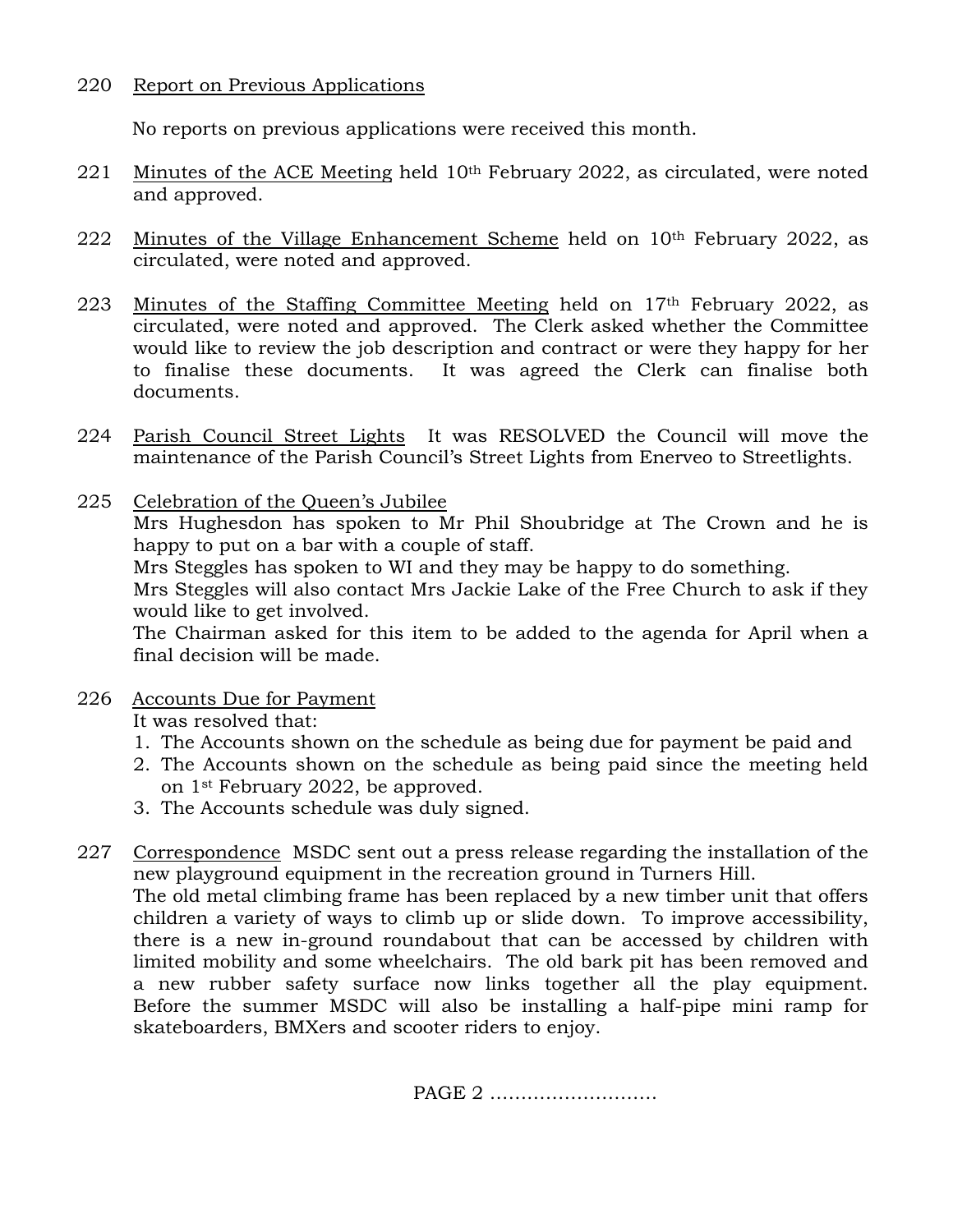220 Report on Previous Applications

No reports on previous applications were received this month.

221 Minutes of the ACE Meeting held 10th February 2022, as circulated, were noted and approved.

222 Minutes of the Village Enhancement Scheme held on 10th February 2022, as circulated, were noted and approved.

223 Minutes of the Staffing Committee Meeting held on 17th February 2022, as circulated, were noted and approved. The Clerk asked whether the Committee would like to review the job description and contract or were they happy for her to finalise these documents. It was agreed the Clerk can finalise both documents.

224 Parish Council Street Lights It was RESOLVED the Council will move the maintenance of the Parish Council's Street Lights from Enerveo to Streetlights.

225 Celebration of the Queen's Jubilee
Mrs Hughesdon has spoken to Mr Phil Shoubridge at The Crown and he is happy to put on a bar with a couple of staff.
Mrs Steggles has spoken to WI and they may be happy to do something.
Mrs Steggles will also contact Mrs Jackie Lake of the Free Church to ask if they would like to get involved.
The Chairman asked for this item to be added to the agenda for April when a final decision will be made.

226 Accounts Due for Payment
It was resolved that:

1. The Accounts shown on the schedule as being due for payment be paid and
2. The Accounts shown on the schedule as being paid since the meeting held on 1st February 2022, be approved.
3. The Accounts schedule was duly signed.

227 Correspondence MSDC sent out a press release regarding the installation of the new playground equipment in the recreation ground in Turners Hill.
The old metal climbing frame has been replaced by a new timber unit that offers children a variety of ways to climb up or slide down. To improve accessibility, there is a new in-ground roundabout that can be accessed by children with limited mobility and some wheelchairs. The old bark pit has been removed and a new rubber safety surface now links together all the play equipment. Before the summer MSDC will also be installing a half-pipe mini ramp for skateboarders, BMXers and scooter riders to enjoy.

PAGE 2 ………………………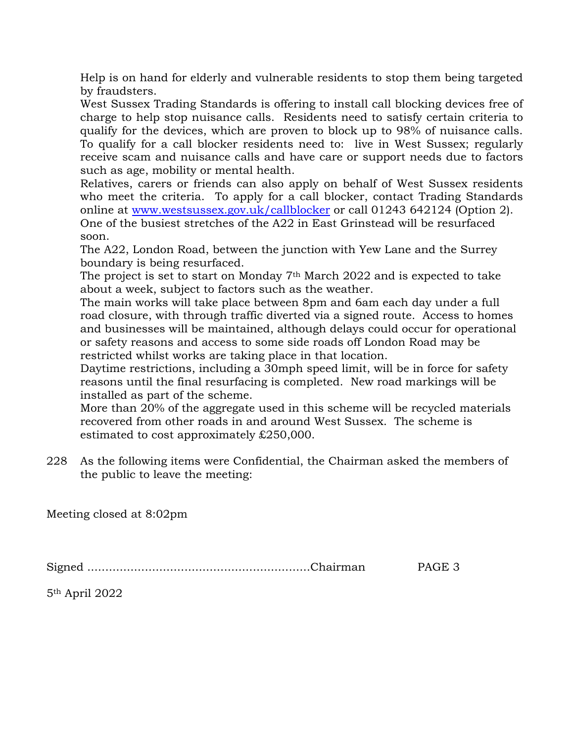Help is on hand for elderly and vulnerable residents to stop them being targeted by fraudsters.
West Sussex Trading Standards is offering to install call blocking devices free of charge to help stop nuisance calls. Residents need to satisfy certain criteria to qualify for the devices, which are proven to block up to 98% of nuisance calls. To qualify for a call blocker residents need to: live in West Sussex; regularly receive scam and nuisance calls and have care or support needs due to factors such as age, mobility or mental health.
Relatives, carers or friends can also apply on behalf of West Sussex residents who meet the criteria. To apply for a call blocker, contact Trading Standards online at [www.westsussex.gov.uk/callblocker](http://www.westsussex.gov.uk/callblocker) or call 01243 642124 (Option 2).
One of the busiest stretches of the A22 in East Grinstead will be resurfaced soon.
The A22, London Road, between the junction with Yew Lane and the Surrey boundary is being resurfaced.
The project is set to start on Monday 7th March 2022 and is expected to take about a week, subject to factors such as the weather.
The main works will take place between 8pm and 6am each day under a full road closure, with through traffic diverted via a signed route. Access to homes and businesses will be maintained, although delays could occur for operational or safety reasons and access to some side roads off London Road may be restricted whilst works are taking place in that location.
Daytime restrictions, including a 30mph speed limit, will be in force for safety reasons until the final resurfacing is completed. New road markings will be installed as part of the scheme.
More than 20% of the aggregate used in this scheme will be recycled materials recovered from other roads in and around West Sussex. The scheme is estimated to cost approximately £250,000.

228 As the following items were Confidential, the Chairman asked the members of the public to leave the meeting:

Meeting closed at 8:02pm

Signed ............................................................Chairman

5th April 2022